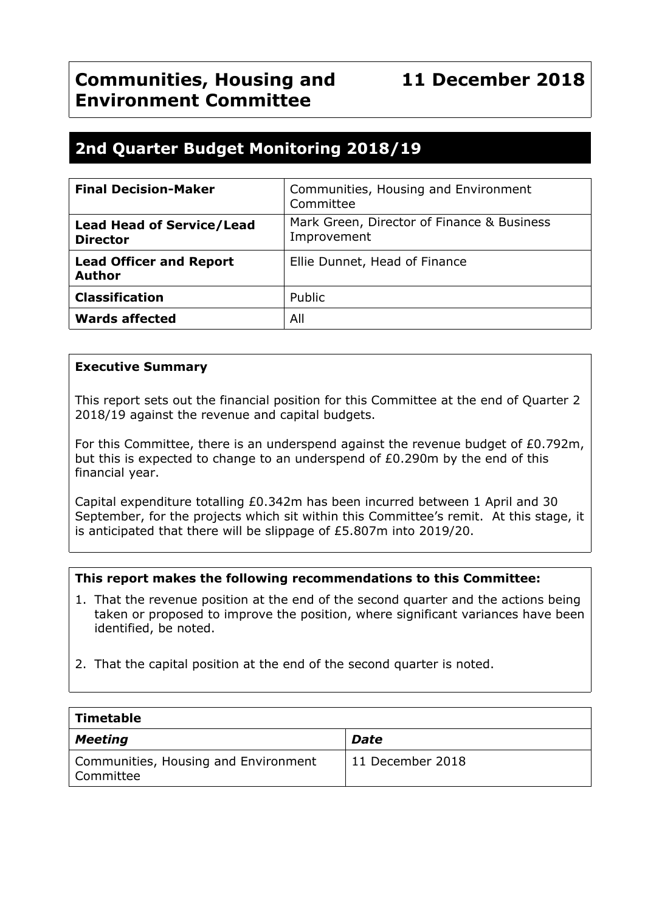# Communities, Housing and Environment Committee

**11 December 2018**

## 2nd Quarter Budget Monitoring 2018/19

| | |
|---|---|
| **Final Decision-Maker** | Communities, Housing and Environment Committee |
| **Lead Head of Service/Lead Director** | Mark Green, Director of Finance & Business Improvement |
| **Lead Officer and Report Author** | Ellie Dunnet, Head of Finance |
| **Classification** | Public |
| **Wards affected** | All |

**Executive Summary**

This report sets out the financial position for this Committee at the end of Quarter 2 2018/19 against the revenue and capital budgets.

For this Committee, there is an underspend against the revenue budget of £0.792m, but this is expected to change to an underspend of £0.290m by the end of this financial year.

Capital expenditure totalling £0.342m has been incurred between 1 April and 30 September, for the projects which sit within this Committee's remit. At this stage, it is anticipated that there will be slippage of £5.807m into 2019/20.

**This report makes the following recommendations to this Committee:**

1. That the revenue position at the end of the second quarter and the actions being taken or proposed to improve the position, where significant variances have been identified, be noted.
2. That the capital position at the end of the second quarter is noted.

| **Timetable** | |
|---|---|
| ***Meeting*** | ***Date*** |
| Communities, Housing and Environment Committee | 11 December 2018 |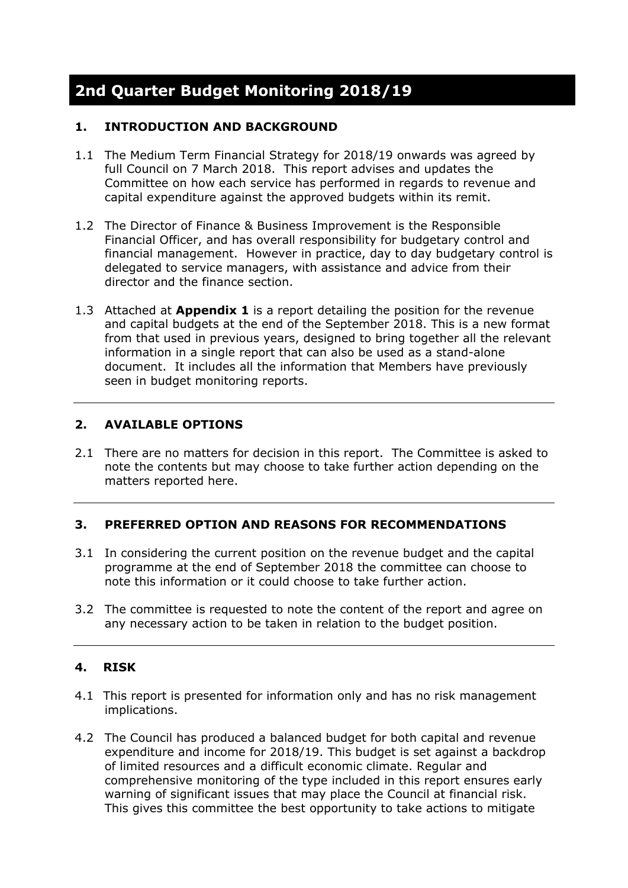# 2nd Quarter Budget Monitoring 2018/19

## 1. INTRODUCTION AND BACKGROUND

1.1 The Medium Term Financial Strategy for 2018/19 onwards was agreed by full Council on 7 March 2018. This report advises and updates the Committee on how each service has performed in regards to revenue and capital expenditure against the approved budgets within its remit.

1.2 The Director of Finance & Business Improvement is the Responsible Financial Officer, and has overall responsibility for budgetary control and financial management. However in practice, day to day budgetary control is delegated to service managers, with assistance and advice from their director and the finance section.

1.3 Attached at **Appendix 1** is a report detailing the position for the revenue and capital budgets at the end of the September 2018. This is a new format from that used in previous years, designed to bring together all the relevant information in a single report that can also be used as a stand-alone document. It includes all the information that Members have previously seen in budget monitoring reports.

---

## 2. AVAILABLE OPTIONS

2.1 There are no matters for decision in this report. The Committee is asked to note the contents but may choose to take further action depending on the matters reported here.

---

## 3. PREFERRED OPTION AND REASONS FOR RECOMMENDATIONS

3.1 In considering the current position on the revenue budget and the capital programme at the end of September 2018 the committee can choose to note this information or it could choose to take further action.

3.2 The committee is requested to note the content of the report and agree on any necessary action to be taken in relation to the budget position.

---

## 4. RISK

4.1 This report is presented for information only and has no risk management implications.

4.2 The Council has produced a balanced budget for both capital and revenue expenditure and income for 2018/19. This budget is set against a backdrop of limited resources and a difficult economic climate. Regular and comprehensive monitoring of the type included in this report ensures early warning of significant issues that may place the Council at financial risk. This gives this committee the best opportunity to take actions to mitigate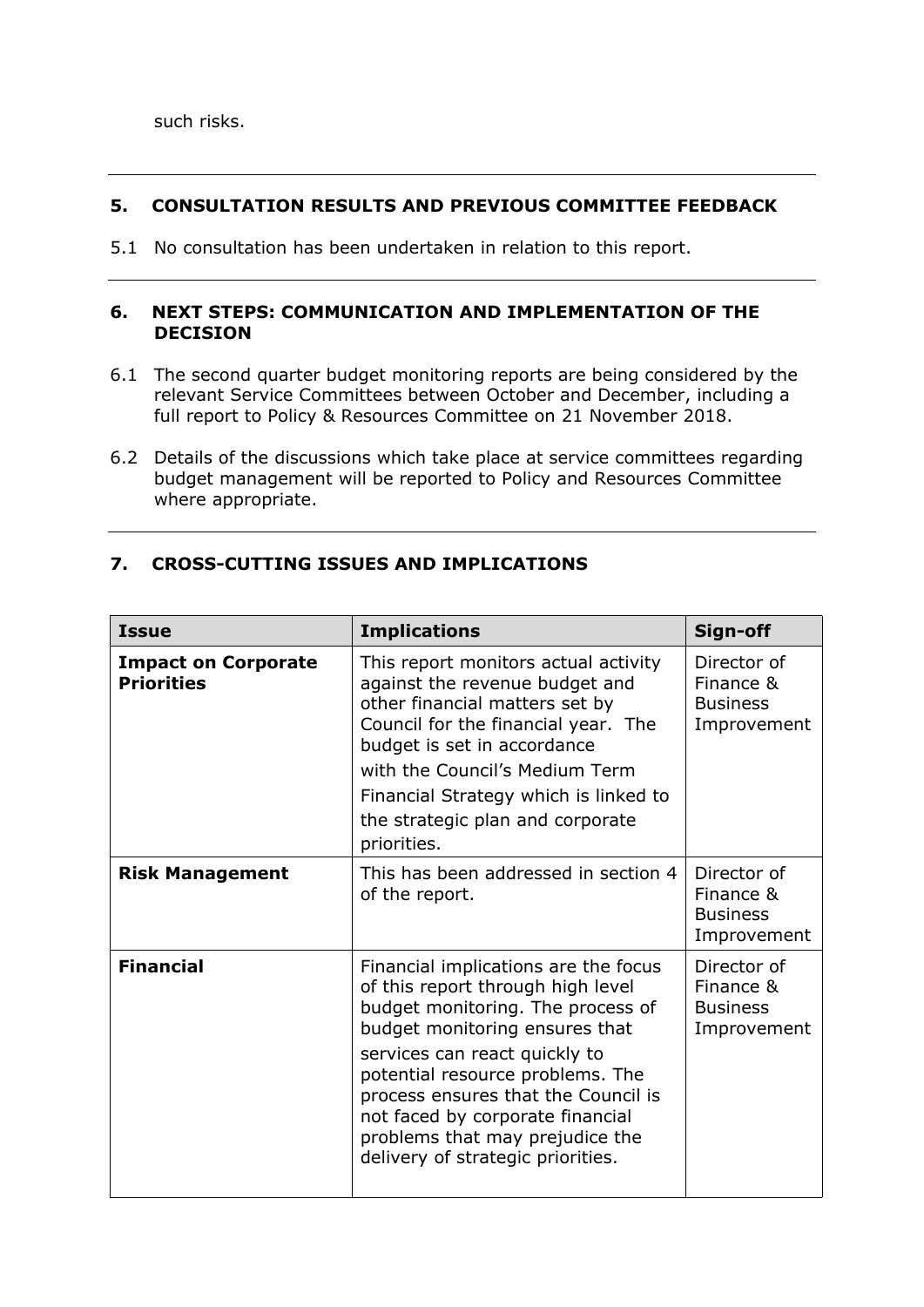such risks.

## 5. CONSULTATION RESULTS AND PREVIOUS COMMITTEE FEEDBACK

5.1 No consultation has been undertaken in relation to this report.

## 6. NEXT STEPS: COMMUNICATION AND IMPLEMENTATION OF THE DECISION

6.1 The second quarter budget monitoring reports are being considered by the relevant Service Committees between October and December, including a full report to Policy & Resources Committee on 21 November 2018.

6.2 Details of the discussions which take place at service committees regarding budget management will be reported to Policy and Resources Committee where appropriate.

## 7. CROSS-CUTTING ISSUES AND IMPLICATIONS

| Issue | Implications | Sign-off |
|---|---|---|
| **Impact on Corporate Priorities** | This report monitors actual activity against the revenue budget and other financial matters set by Council for the financial year. The budget is set in accordance with the Council's Medium Term Financial Strategy which is linked to the strategic plan and corporate priorities. | Director of Finance & Business Improvement |
| **Risk Management** | This has been addressed in section 4 of the report. | Director of Finance & Business Improvement |
| **Financial** | Financial implications are the focus of this report through high level budget monitoring. The process of budget monitoring ensures that services can react quickly to potential resource problems. The process ensures that the Council is not faced by corporate financial problems that may prejudice the delivery of strategic priorities. | Director of Finance & Business Improvement |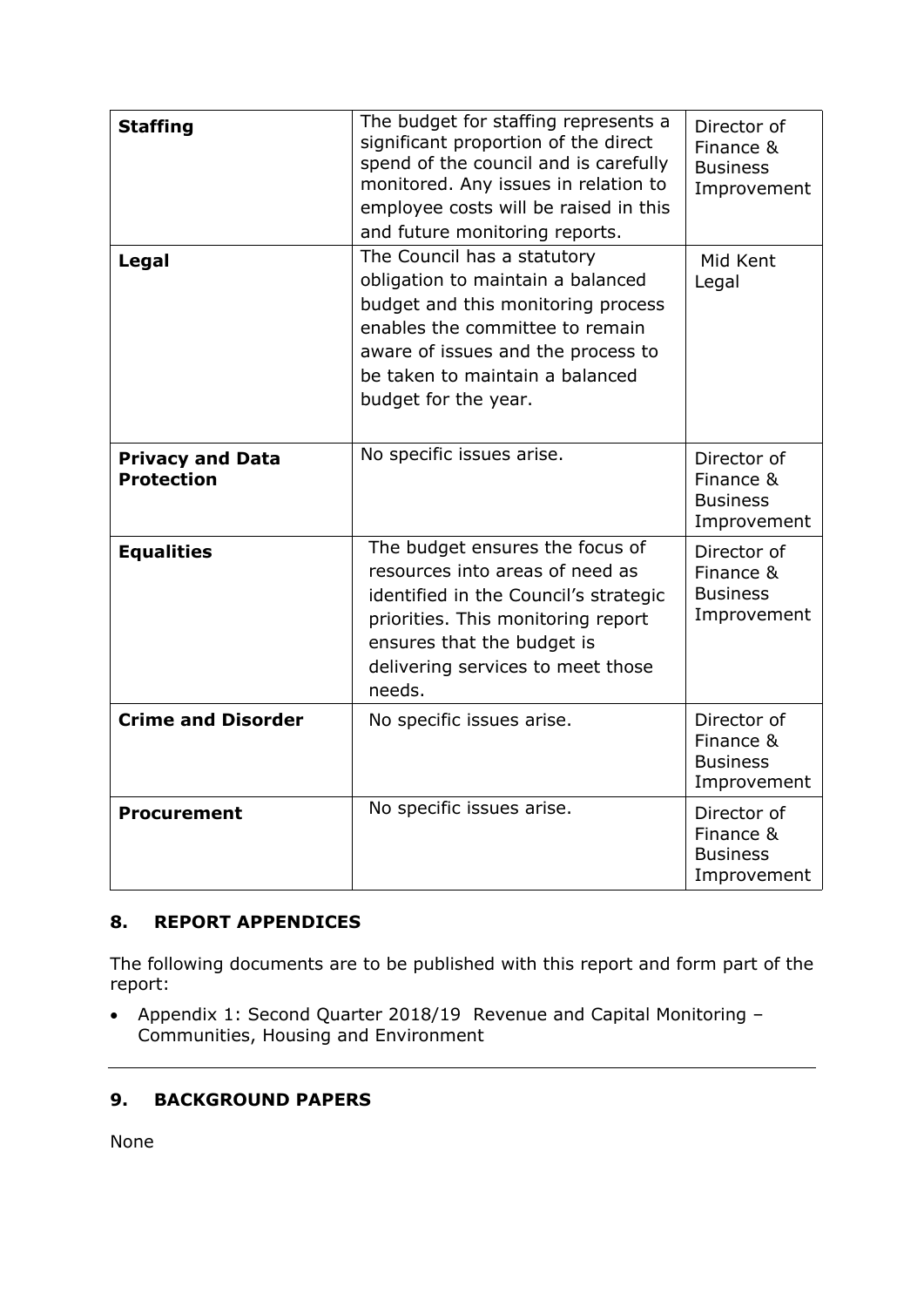| | | |
|---|---|---|
| **Staffing** | The budget for staffing represents a significant proportion of the direct spend of the council and is carefully monitored. Any issues in relation to employee costs will be raised in this and future monitoring reports. | Director of Finance & Business Improvement |
| **Legal** | The Council has a statutory obligation to maintain a balanced budget and this monitoring process enables the committee to remain aware of issues and the process to be taken to maintain a balanced budget for the year. | Mid Kent Legal |
| **Privacy and Data Protection** | No specific issues arise. | Director of Finance & Business Improvement |
| **Equalities** | The budget ensures the focus of resources into areas of need as identified in the Council's strategic priorities. This monitoring report ensures that the budget is delivering services to meet those needs. | Director of Finance & Business Improvement |
| **Crime and Disorder** | No specific issues arise. | Director of Finance & Business Improvement |
| **Procurement** | No specific issues arise. | Director of Finance & Business Improvement |

## 8. REPORT APPENDICES

The following documents are to be published with this report and form part of the report:

- Appendix 1: Second Quarter 2018/19 Revenue and Capital Monitoring – Communities, Housing and Environment

---

## 9. BACKGROUND PAPERS

None